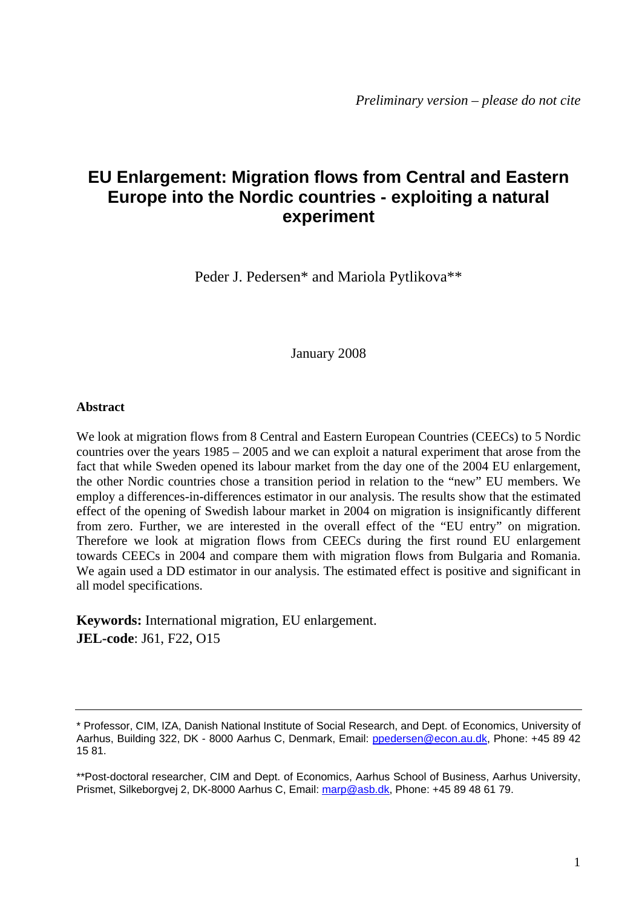*Preliminary version – please do not cite*

# EU Enlargement: Migration flows from Central and Eastern Europe into the Nordic countries - exploiting a natural experiment

Peder J. Pedersen* and Mariola Pytlikova**

January 2008

**Abstract**

We look at migration flows from 8 Central and Eastern European Countries (CEECs) to 5 Nordic countries over the years 1985 – 2005 and we can exploit a natural experiment that arose from the fact that while Sweden opened its labour market from the day one of the 2004 EU enlargement, the other Nordic countries chose a transition period in relation to the "new" EU members. We employ a differences-in-differences estimator in our analysis. The results show that the estimated effect of the opening of Swedish labour market in 2004 on migration is insignificantly different from zero. Further, we are interested in the overall effect of the "EU entry" on migration. Therefore we look at migration flows from CEECs during the first round EU enlargement towards CEECs in 2004 and compare them with migration flows from Bulgaria and Romania. We again used a DD estimator in our analysis. The estimated effect is positive and significant in all model specifications.

**Keywords:** International migration, EU enlargement.
**JEL-code**: J61, F22, O15

---

\* Professor, CIM, IZA, Danish National Institute of Social Research, and Dept. of Economics, University of Aarhus, Building 322, DK - 8000 Aarhus C, Denmark, Email: ppedersen@econ.au.dk, Phone: +45 89 42 15 81.

\*\*Post-doctoral researcher, CIM and Dept. of Economics, Aarhus School of Business, Aarhus University, Prismet, Silkeborgvej 2, DK-8000 Aarhus C, Email: marp@asb.dk, Phone: +45 89 48 61 79.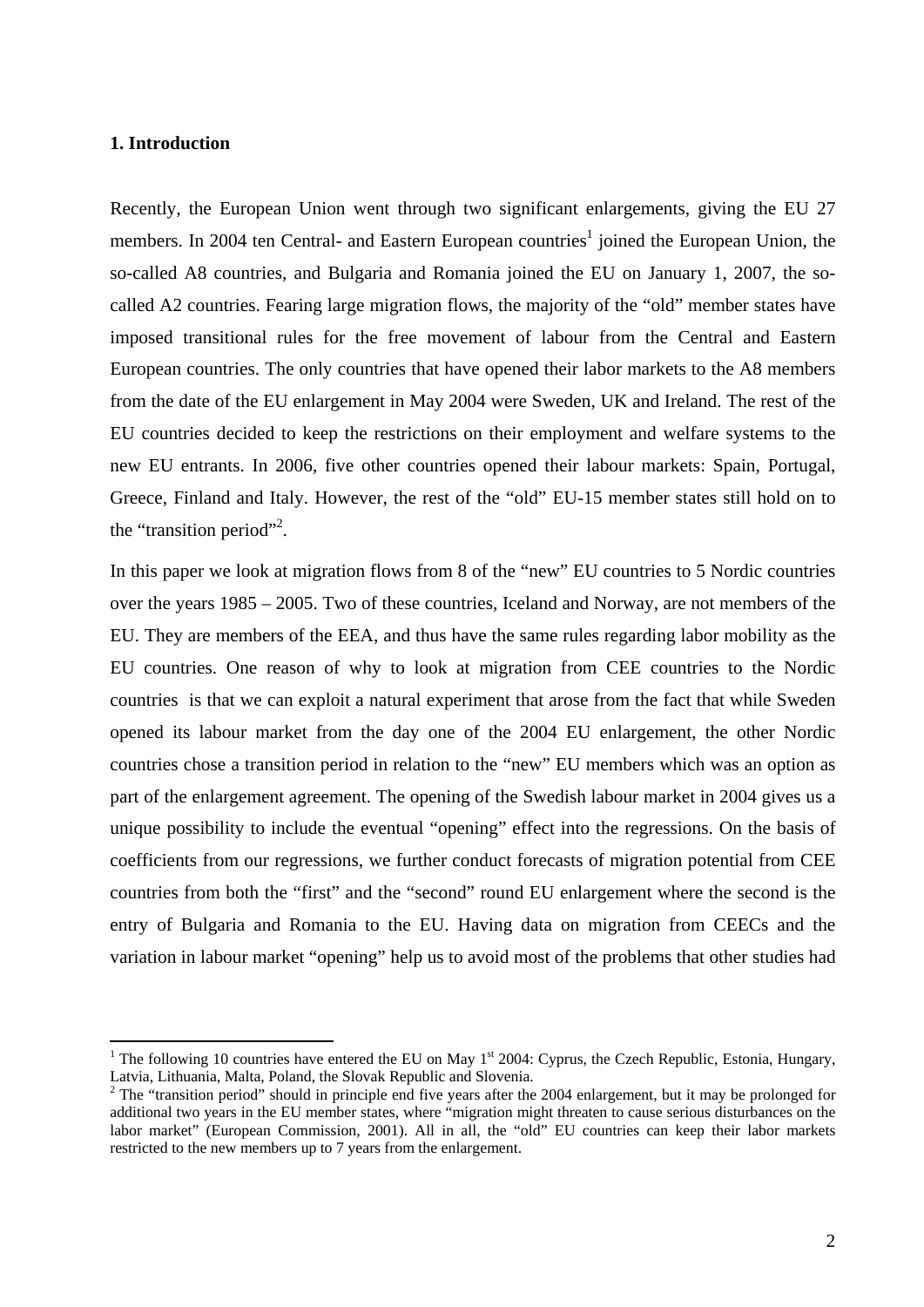## 1. Introduction

Recently, the European Union went through two significant enlargements, giving the EU 27 members. In 2004 ten Central- and Eastern European countries[1] joined the European Union, the so-called A8 countries, and Bulgaria and Romania joined the EU on January 1, 2007, the so-called A2 countries. Fearing large migration flows, the majority of the "old" member states have imposed transitional rules for the free movement of labour from the Central and Eastern European countries. The only countries that have opened their labor markets to the A8 members from the date of the EU enlargement in May 2004 were Sweden, UK and Ireland. The rest of the EU countries decided to keep the restrictions on their employment and welfare systems to the new EU entrants. In 2006, five other countries opened their labour markets: Spain, Portugal, Greece, Finland and Italy. However, the rest of the "old" EU-15 member states still hold on to the "transition period"[2].

In this paper we look at migration flows from 8 of the "new" EU countries to 5 Nordic countries over the years 1985 – 2005. Two of these countries, Iceland and Norway, are not members of the EU. They are members of the EEA, and thus have the same rules regarding labor mobility as the EU countries. One reason of why to look at migration from CEE countries to the Nordic countries is that we can exploit a natural experiment that arose from the fact that while Sweden opened its labour market from the day one of the 2004 EU enlargement, the other Nordic countries chose a transition period in relation to the "new" EU members which was an option as part of the enlargement agreement. The opening of the Swedish labour market in 2004 gives us a unique possibility to include the eventual "opening" effect into the regressions. On the basis of coefficients from our regressions, we further conduct forecasts of migration potential from CEE countries from both the "first" and the "second" round EU enlargement where the second is the entry of Bulgaria and Romania to the EU. Having data on migration from CEECs and the variation in labour market "opening" help us to avoid most of the problems that other studies had

---

[1] The following 10 countries have entered the EU on May 1st 2004: Cyprus, the Czech Republic, Estonia, Hungary, Latvia, Lithuania, Malta, Poland, the Slovak Republic and Slovenia.

[2] The "transition period" should in principle end five years after the 2004 enlargement, but it may be prolonged for additional two years in the EU member states, where "migration might threaten to cause serious disturbances on the labor market" (European Commission, 2001). All in all, the "old" EU countries can keep their labor markets restricted to the new members up to 7 years from the enlargement.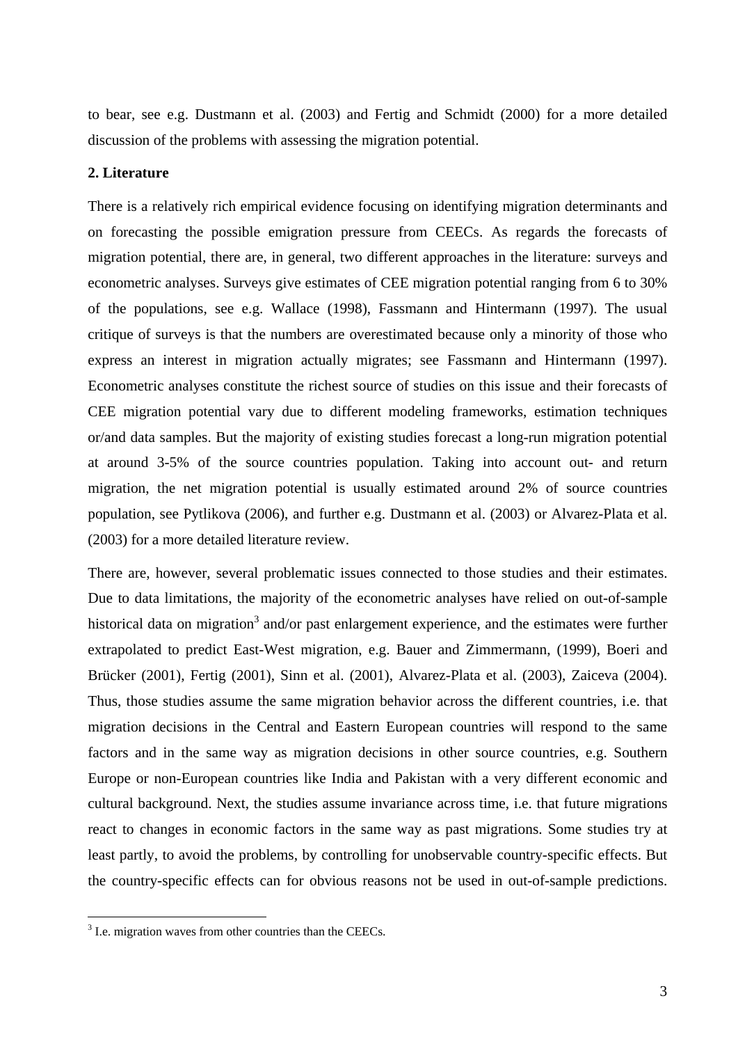to bear, see e.g. Dustmann et al. (2003) and Fertig and Schmidt (2000) for a more detailed discussion of the problems with assessing the migration potential.

## 2. Literature

There is a relatively rich empirical evidence focusing on identifying migration determinants and on forecasting the possible emigration pressure from CEECs. As regards the forecasts of migration potential, there are, in general, two different approaches in the literature: surveys and econometric analyses. Surveys give estimates of CEE migration potential ranging from 6 to 30% of the populations, see e.g. Wallace (1998), Fassmann and Hintermann (1997). The usual critique of surveys is that the numbers are overestimated because only a minority of those who express an interest in migration actually migrates; see Fassmann and Hintermann (1997). Econometric analyses constitute the richest source of studies on this issue and their forecasts of CEE migration potential vary due to different modeling frameworks, estimation techniques or/and data samples. But the majority of existing studies forecast a long-run migration potential at around 3-5% of the source countries population. Taking into account out- and return migration, the net migration potential is usually estimated around 2% of source countries population, see Pytlikova (2006), and further e.g. Dustmann et al. (2003) or Alvarez-Plata et al. (2003) for a more detailed literature review.

There are, however, several problematic issues connected to those studies and their estimates. Due to data limitations, the majority of the econometric analyses have relied on out-of-sample historical data on migration[3] and/or past enlargement experience, and the estimates were further extrapolated to predict East-West migration, e.g. Bauer and Zimmermann, (1999), Boeri and Brücker (2001), Fertig (2001), Sinn et al. (2001), Alvarez-Plata et al. (2003), Zaiceva (2004). Thus, those studies assume the same migration behavior across the different countries, i.e. that migration decisions in the Central and Eastern European countries will respond to the same factors and in the same way as migration decisions in other source countries, e.g. Southern Europe or non-European countries like India and Pakistan with a very different economic and cultural background. Next, the studies assume invariance across time, i.e. that future migrations react to changes in economic factors in the same way as past migrations. Some studies try at least partly, to avoid the problems, by controlling for unobservable country-specific effects. But the country-specific effects can for obvious reasons not be used in out-of-sample predictions.

[3] I.e. migration waves from other countries than the CEECs.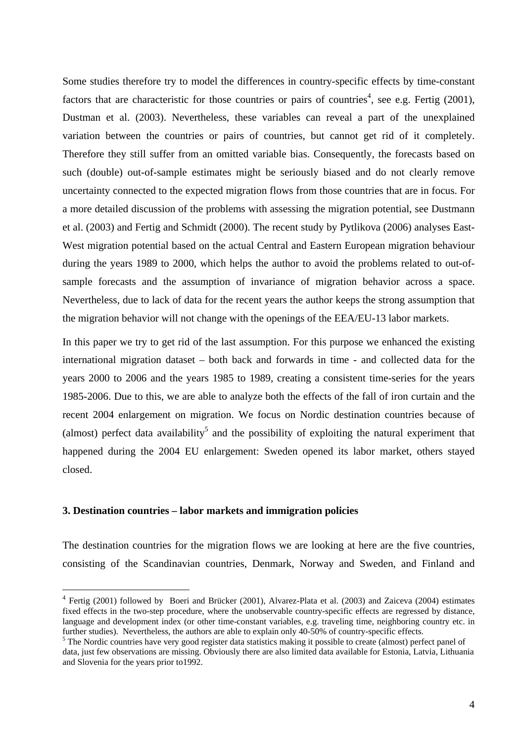Some studies therefore try to model the differences in country-specific effects by time-constant factors that are characteristic for those countries or pairs of countries[4], see e.g. Fertig (2001), Dustman et al. (2003). Nevertheless, these variables can reveal a part of the unexplained variation between the countries or pairs of countries, but cannot get rid of it completely. Therefore they still suffer from an omitted variable bias. Consequently, the forecasts based on such (double) out-of-sample estimates might be seriously biased and do not clearly remove uncertainty connected to the expected migration flows from those countries that are in focus. For a more detailed discussion of the problems with assessing the migration potential, see Dustmann et al. (2003) and Fertig and Schmidt (2000). The recent study by Pytlikova (2006) analyses East-West migration potential based on the actual Central and Eastern European migration behaviour during the years 1989 to 2000, which helps the author to avoid the problems related to out-of-sample forecasts and the assumption of invariance of migration behavior across a space. Nevertheless, due to lack of data for the recent years the author keeps the strong assumption that the migration behavior will not change with the openings of the EEA/EU-13 labor markets.

In this paper we try to get rid of the last assumption. For this purpose we enhanced the existing international migration dataset – both back and forwards in time - and collected data for the years 2000 to 2006 and the years 1985 to 1989, creating a consistent time-series for the years 1985-2006. Due to this, we are able to analyze both the effects of the fall of iron curtain and the recent 2004 enlargement on migration. We focus on Nordic destination countries because of (almost) perfect data availability[5] and the possibility of exploiting the natural experiment that happened during the 2004 EU enlargement: Sweden opened its labor market, others stayed closed.

## 3. Destination countries – labor markets and immigration policies

The destination countries for the migration flows we are looking at here are the five countries, consisting of the Scandinavian countries, Denmark, Norway and Sweden, and Finland and

[4] Fertig (2001) followed by Boeri and Brücker (2001), Alvarez-Plata et al. (2003) and Zaiceva (2004) estimates fixed effects in the two-step procedure, where the unobservable country-specific effects are regressed by distance, language and development index (or other time-constant variables, e.g. traveling time, neighboring country etc. in further studies). Nevertheless, the authors are able to explain only 40-50% of country-specific effects.

[5] The Nordic countries have very good register data statistics making it possible to create (almost) perfect panel of data, just few observations are missing. Obviously there are also limited data available for Estonia, Latvia, Lithuania and Slovenia for the years prior to1992.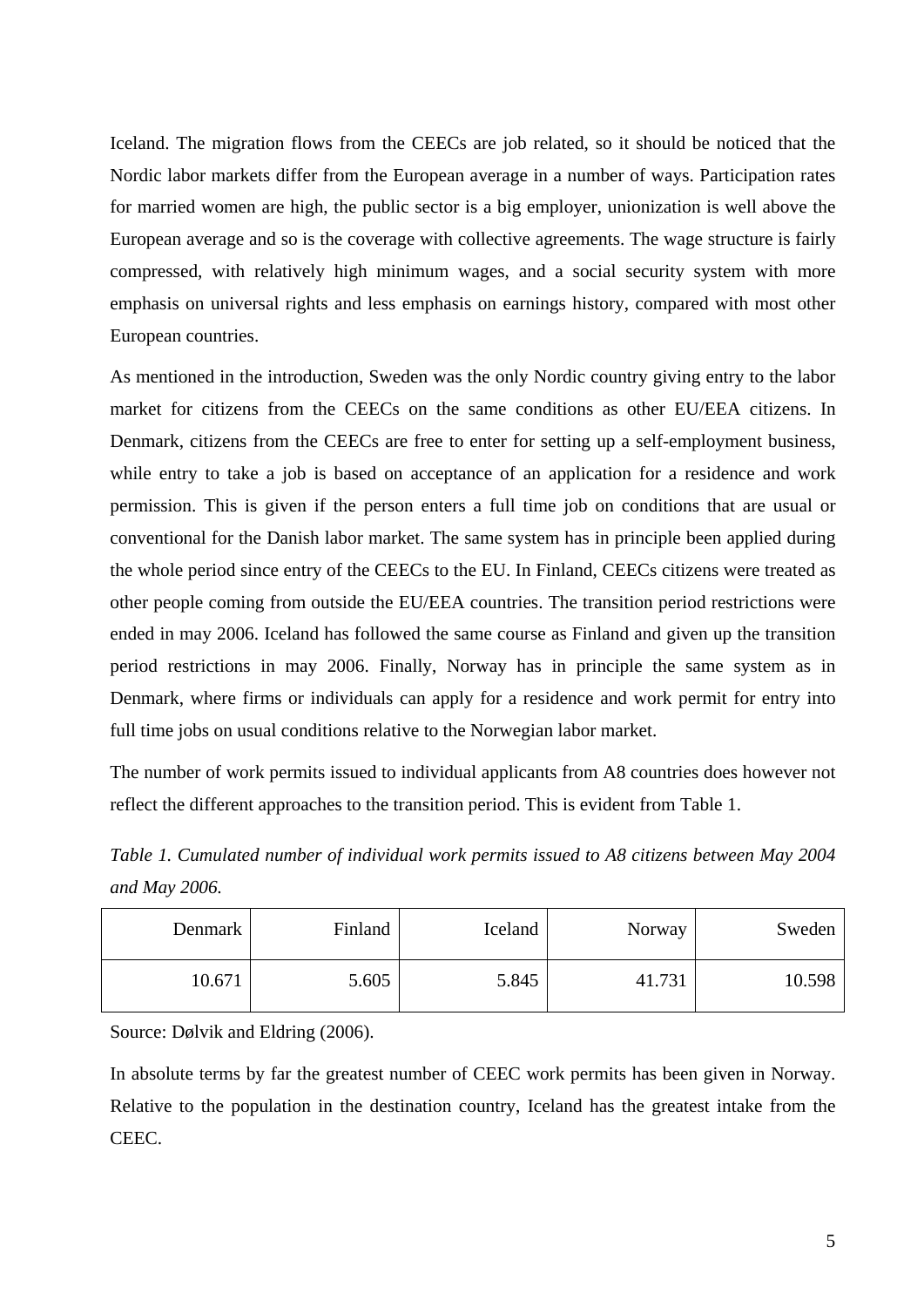Iceland. The migration flows from the CEECs are job related, so it should be noticed that the Nordic labor markets differ from the European average in a number of ways. Participation rates for married women are high, the public sector is a big employer, unionization is well above the European average and so is the coverage with collective agreements. The wage structure is fairly compressed, with relatively high minimum wages, and a social security system with more emphasis on universal rights and less emphasis on earnings history, compared with most other European countries.

As mentioned in the introduction, Sweden was the only Nordic country giving entry to the labor market for citizens from the CEECs on the same conditions as other EU/EEA citizens. In Denmark, citizens from the CEECs are free to enter for setting up a self-employment business, while entry to take a job is based on acceptance of an application for a residence and work permission. This is given if the person enters a full time job on conditions that are usual or conventional for the Danish labor market. The same system has in principle been applied during the whole period since entry of the CEECs to the EU. In Finland, CEECs citizens were treated as other people coming from outside the EU/EEA countries. The transition period restrictions were ended in may 2006. Iceland has followed the same course as Finland and given up the transition period restrictions in may 2006. Finally, Norway has in principle the same system as in Denmark, where firms or individuals can apply for a residence and work permit for entry into full time jobs on usual conditions relative to the Norwegian labor market.

The number of work permits issued to individual applicants from A8 countries does however not reflect the different approaches to the transition period. This is evident from Table 1.

*Table 1. Cumulated number of individual work permits issued to A8 citizens between May 2004 and May 2006.*

| Denmark | Finland | Iceland | Norway | Sweden |
|---:|---:|---:|---:|---:|
| 10.671 | 5.605 | 5.845 | 41.731 | 10.598 |

Source: Dølvik and Eldring (2006).

In absolute terms by far the greatest number of CEEC work permits has been given in Norway. Relative to the population in the destination country, Iceland has the greatest intake from the CEEC.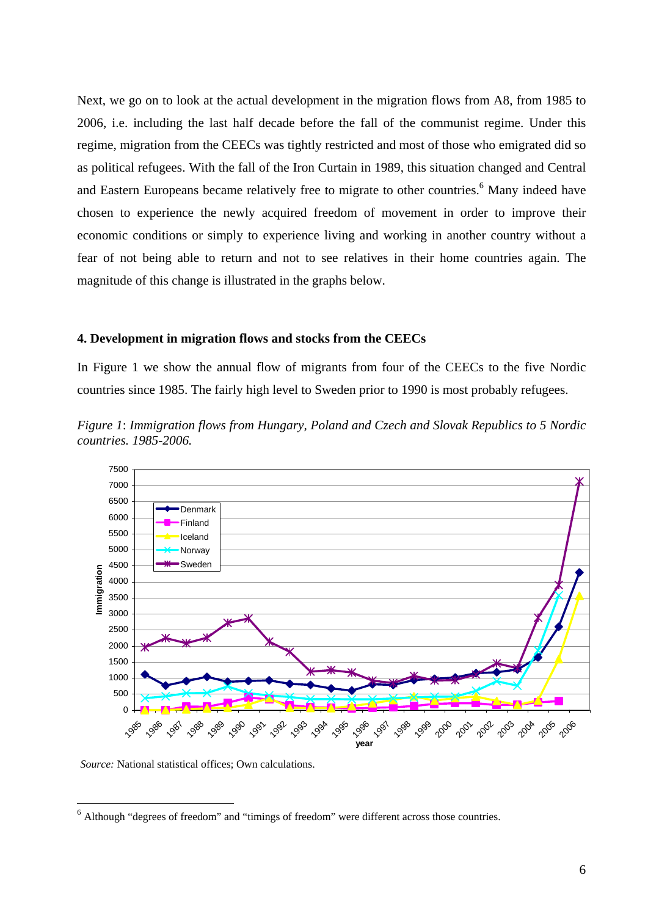Next, we go on to look at the actual development in the migration flows from A8, from 1985 to 2006, i.e. including the last half decade before the fall of the communist regime. Under this regime, migration from the CEECs was tightly restricted and most of those who emigrated did so as political refugees. With the fall of the Iron Curtain in 1989, this situation changed and Central and Eastern Europeans became relatively free to migrate to other countries.[6] Many indeed have chosen to experience the newly acquired freedom of movement in order to improve their economic conditions or simply to experience living and working in another country without a fear of not being able to return and not to see relatives in their home countries again. The magnitude of this change is illustrated in the graphs below.

### 4. Development in migration flows and stocks from the CEECs

In Figure 1 we show the annual flow of migrants from four of the CEECs to the five Nordic countries since 1985. The fairly high level to Sweden prior to 1990 is most probably refugees.

*Figure 1: Immigration flows from Hungary, Poland and Czech and Slovak Republics to 5 Nordic countries. 1985-2006.*

*Source:* National statistical offices; Own calculations.

[6] Although "degrees of freedom" and "timings of freedom" were different across those countries.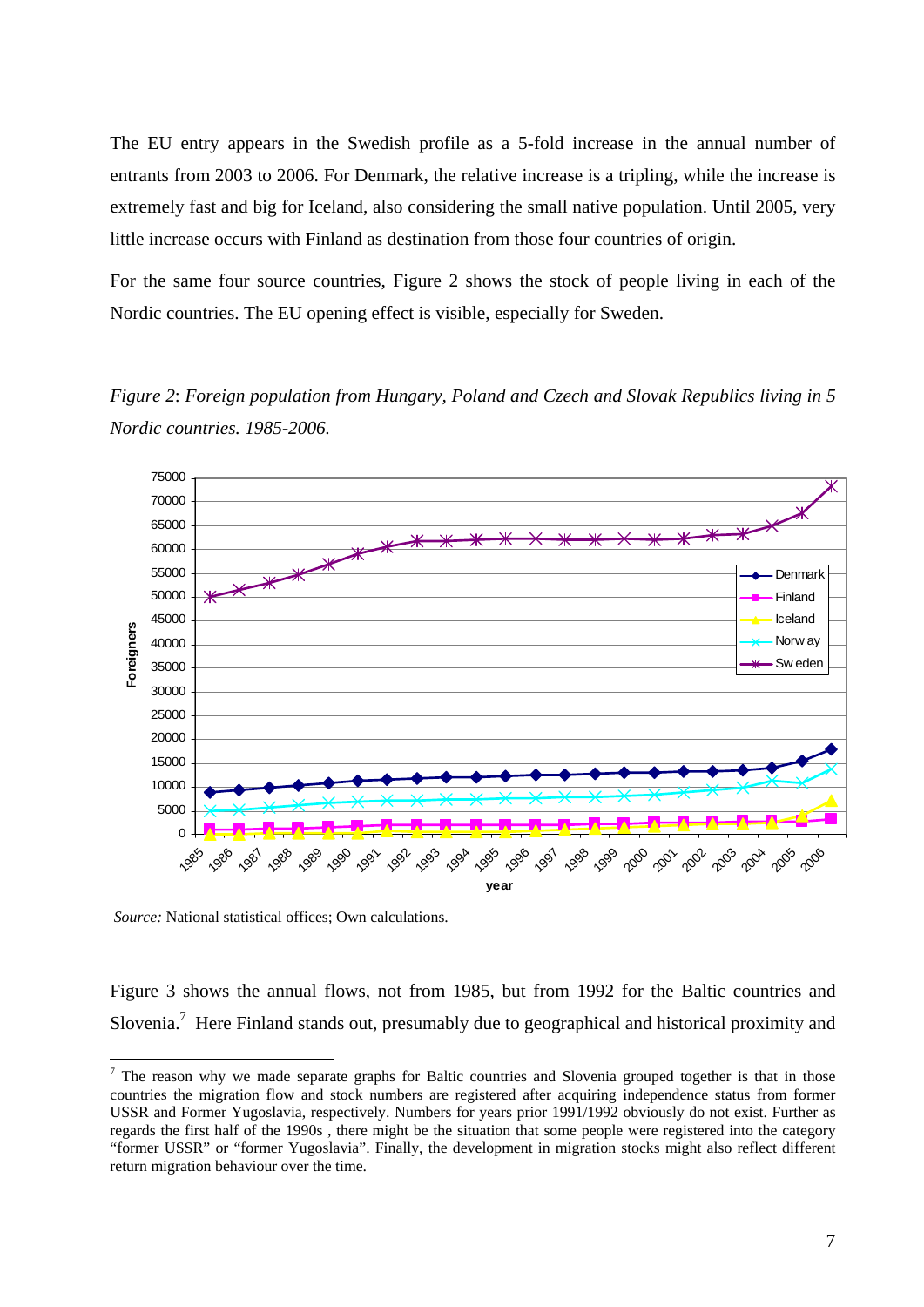The EU entry appears in the Swedish profile as a 5-fold increase in the annual number of entrants from 2003 to 2006. For Denmark, the relative increase is a tripling, while the increase is extremely fast and big for Iceland, also considering the small native population. Until 2005, very little increase occurs with Finland as destination from those four countries of origin.

For the same four source countries, Figure 2 shows the stock of people living in each of the Nordic countries. The EU opening effect is visible, especially for Sweden.

*Figure 2*: *Foreign population from Hungary, Poland and Czech and Slovak Republics living in 5 Nordic countries. 1985-2006.*

*Source:* National statistical offices; Own calculations.

Figure 3 shows the annual flows, not from 1985, but from 1992 for the Baltic countries and Slovenia.[7] Here Finland stands out, presumably due to geographical and historical proximity and

[7] The reason why we made separate graphs for Baltic countries and Slovenia grouped together is that in those countries the migration flow and stock numbers are registered after acquiring independence status from former USSR and Former Yugoslavia, respectively. Numbers for years prior 1991/1992 obviously do not exist. Further as regards the first half of the 1990s , there might be the situation that some people were registered into the category "former USSR" or "former Yugoslavia". Finally, the development in migration stocks might also reflect different return migration behaviour over the time.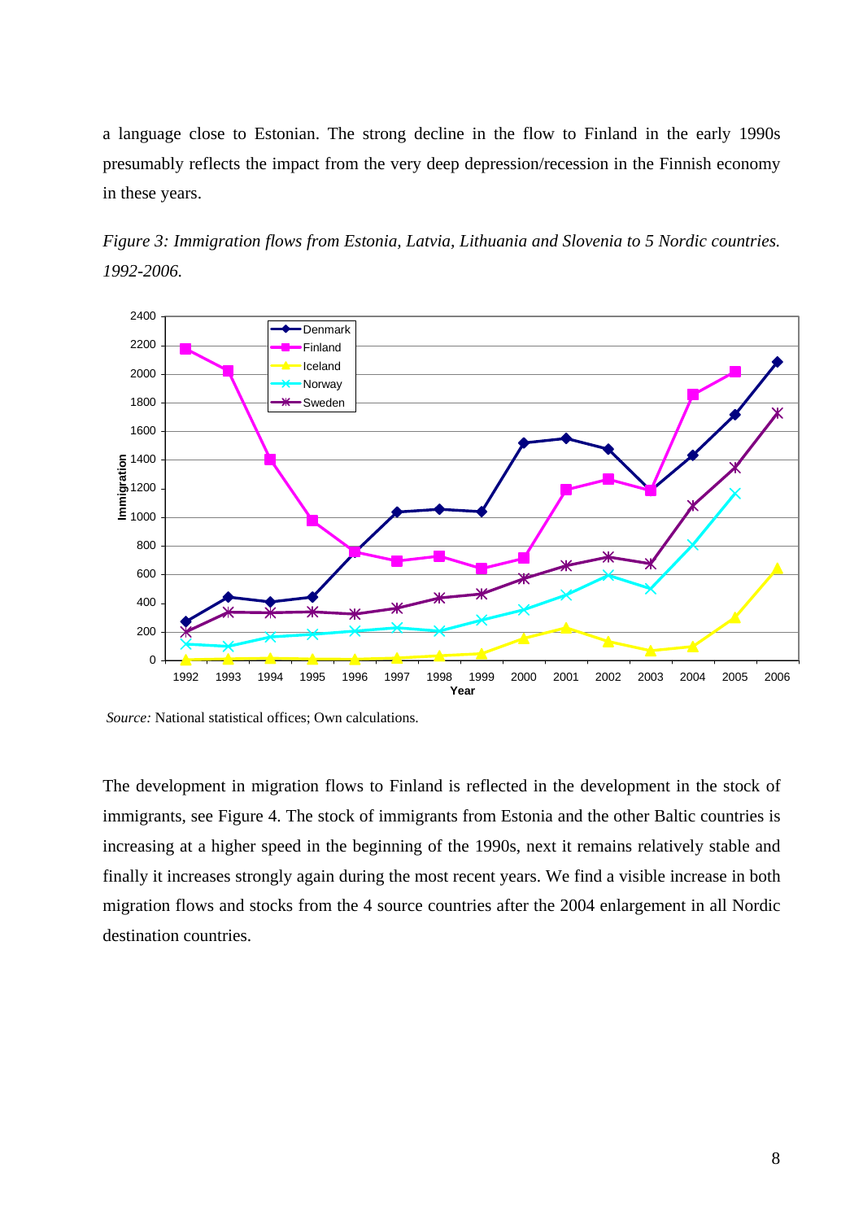a language close to Estonian. The strong decline in the flow to Finland in the early 1990s presumably reflects the impact from the very deep depression/recession in the Finnish economy in these years.

*Figure 3: Immigration flows from Estonia, Latvia, Lithuania and Slovenia to 5 Nordic countries. 1992-2006.*

*Source:* National statistical offices; Own calculations.

The development in migration flows to Finland is reflected in the development in the stock of immigrants, see Figure 4. The stock of immigrants from Estonia and the other Baltic countries is increasing at a higher speed in the beginning of the 1990s, next it remains relatively stable and finally it increases strongly again during the most recent years. We find a visible increase in both migration flows and stocks from the 4 source countries after the 2004 enlargement in all Nordic destination countries.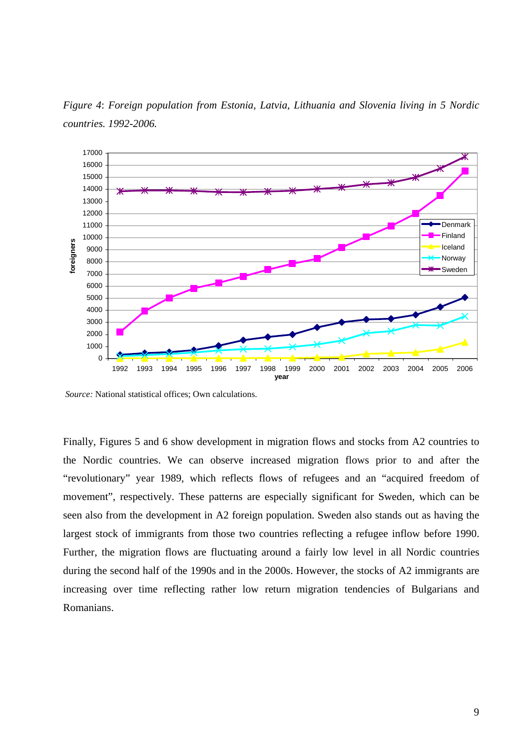*Figure 4*: *Foreign population from Estonia, Latvia, Lithuania and Slovenia living in 5 Nordic countries. 1992-2006.*

*Source:* National statistical offices; Own calculations.

Finally, Figures 5 and 6 show development in migration flows and stocks from A2 countries to the Nordic countries. We can observe increased migration flows prior to and after the "revolutionary" year 1989, which reflects flows of refugees and an "acquired freedom of movement", respectively. These patterns are especially significant for Sweden, which can be seen also from the development in A2 foreign population. Sweden also stands out as having the largest stock of immigrants from those two countries reflecting a refugee inflow before 1990. Further, the migration flows are fluctuating around a fairly low level in all Nordic countries during the second half of the 1990s and in the 2000s. However, the stocks of A2 immigrants are increasing over time reflecting rather low return migration tendencies of Bulgarians and Romanians.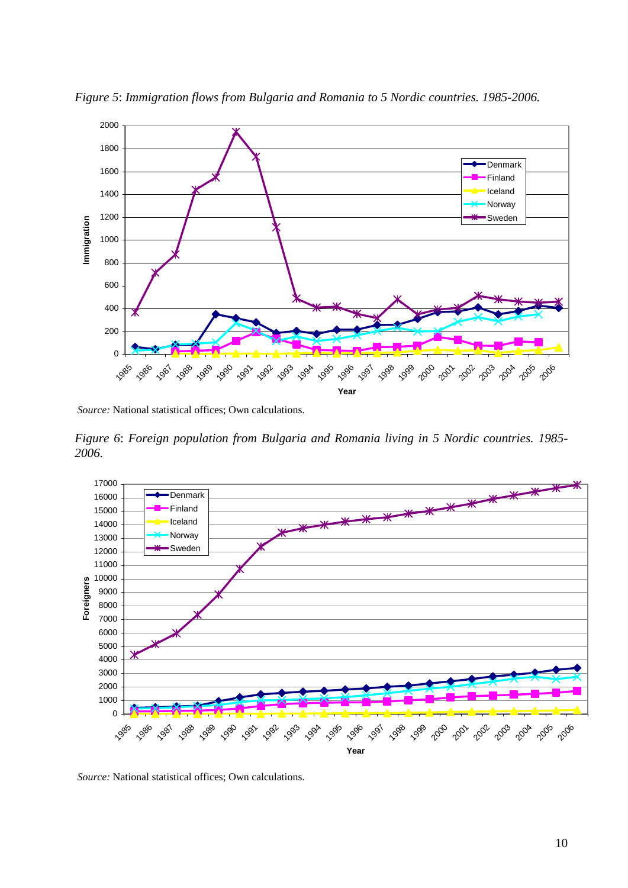*Figure 5*: *Immigration flows from Bulgaria and Romania to 5 Nordic countries. 1985-2006.*

*Source:* National statistical offices; Own calculations.

*Figure 6*: *Foreign population from Bulgaria and Romania living in 5 Nordic countries. 1985-2006.*

*Source:* National statistical offices; Own calculations.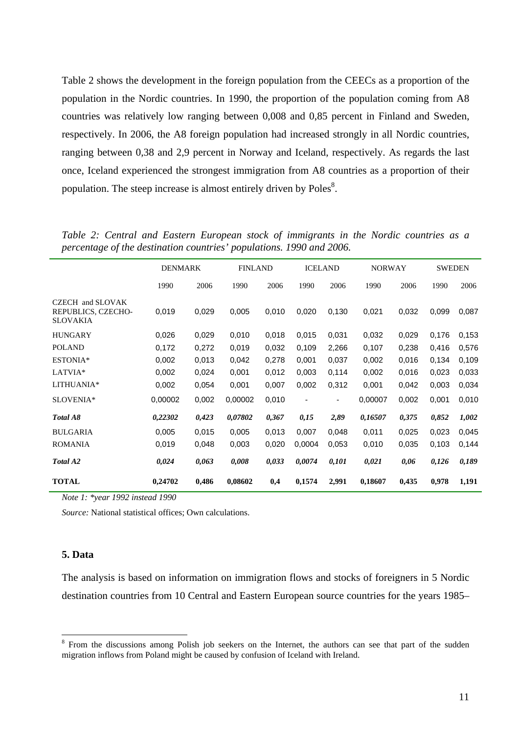Table 2 shows the development in the foreign population from the CEECs as a proportion of the population in the Nordic countries. In 1990, the proportion of the population coming from A8 countries was relatively low ranging between 0,008 and 0,85 percent in Finland and Sweden, respectively. In 2006, the A8 foreign population had increased strongly in all Nordic countries, ranging between 0,38 and 2,9 percent in Norway and Iceland, respectively. As regards the last once, Iceland experienced the strongest immigration from A8 countries as a proportion of their population. The steep increase is almost entirely driven by Poles[8].

*Table 2: Central and Eastern European stock of immigrants in the Nordic countries as a percentage of the destination countries' populations. 1990 and 2006.*

| | DENMARK | | FINLAND | | ICELAND | | NORWAY | | SWEDEN | |
|---|---|---|---|---|---|---|---|---|---|---|
| | 1990 | 2006 | 1990 | 2006 | 1990 | 2006 | 1990 | 2006 | 1990 | 2006 |
| CZECH and SLOVAK REPUBLICS, CZECHO-SLOVAKIA | 0,019 | 0,029 | 0,005 | 0,010 | 0,020 | 0,130 | 0,021 | 0,032 | 0,099 | 0,087 |
| HUNGARY | 0,026 | 0,029 | 0,010 | 0,018 | 0,015 | 0,031 | 0,032 | 0,029 | 0,176 | 0,153 |
| POLAND | 0,172 | 0,272 | 0,019 | 0,032 | 0,109 | 2,266 | 0,107 | 0,238 | 0,416 | 0,576 |
| ESTONIA* | 0,002 | 0,013 | 0,042 | 0,278 | 0,001 | 0,037 | 0,002 | 0,016 | 0,134 | 0,109 |
| LATVIA* | 0,002 | 0,024 | 0,001 | 0,012 | 0,003 | 0,114 | 0,002 | 0,016 | 0,023 | 0,033 |
| LITHUANIA* | 0,002 | 0,054 | 0,001 | 0,007 | 0,002 | 0,312 | 0,001 | 0,042 | 0,003 | 0,034 |
| SLOVENIA* | 0,00002 | 0,002 | 0,00002 | 0,010 | - | - | 0,00007 | 0,002 | 0,001 | 0,010 |
| ***Total A8*** | ***0,22302*** | ***0,423*** | ***0,07802*** | ***0,367*** | ***0,15*** | ***2,89*** | ***0,16507*** | ***0,375*** | ***0,852*** | ***1,002*** |
| BULGARIA | 0,005 | 0,015 | 0,005 | 0,013 | 0,007 | 0,048 | 0,011 | 0,025 | 0,023 | 0,045 |
| ROMANIA | 0,019 | 0,048 | 0,003 | 0,020 | 0,0004 | 0,053 | 0,010 | 0,035 | 0,103 | 0,144 |
| ***Total A2*** | ***0,024*** | ***0,063*** | ***0,008*** | ***0,033*** | ***0,0074*** | ***0,101*** | ***0,021*** | ***0,06*** | ***0,126*** | ***0,189*** |
| **TOTAL** | **0,24702** | **0,486** | **0,08602** | **0,4** | **0,1574** | **2,991** | **0,18607** | **0,435** | **0,978** | **1,191** |

*Note 1: *year 1992 instead 1990*

*Source:* National statistical offices; Own calculations.

### 5. Data

The analysis is based on information on immigration flows and stocks of foreigners in 5 Nordic destination countries from 10 Central and Eastern European source countries for the years 1985–

[8] From the discussions among Polish job seekers on the Internet, the authors can see that part of the sudden migration inflows from Poland might be caused by confusion of Iceland with Ireland.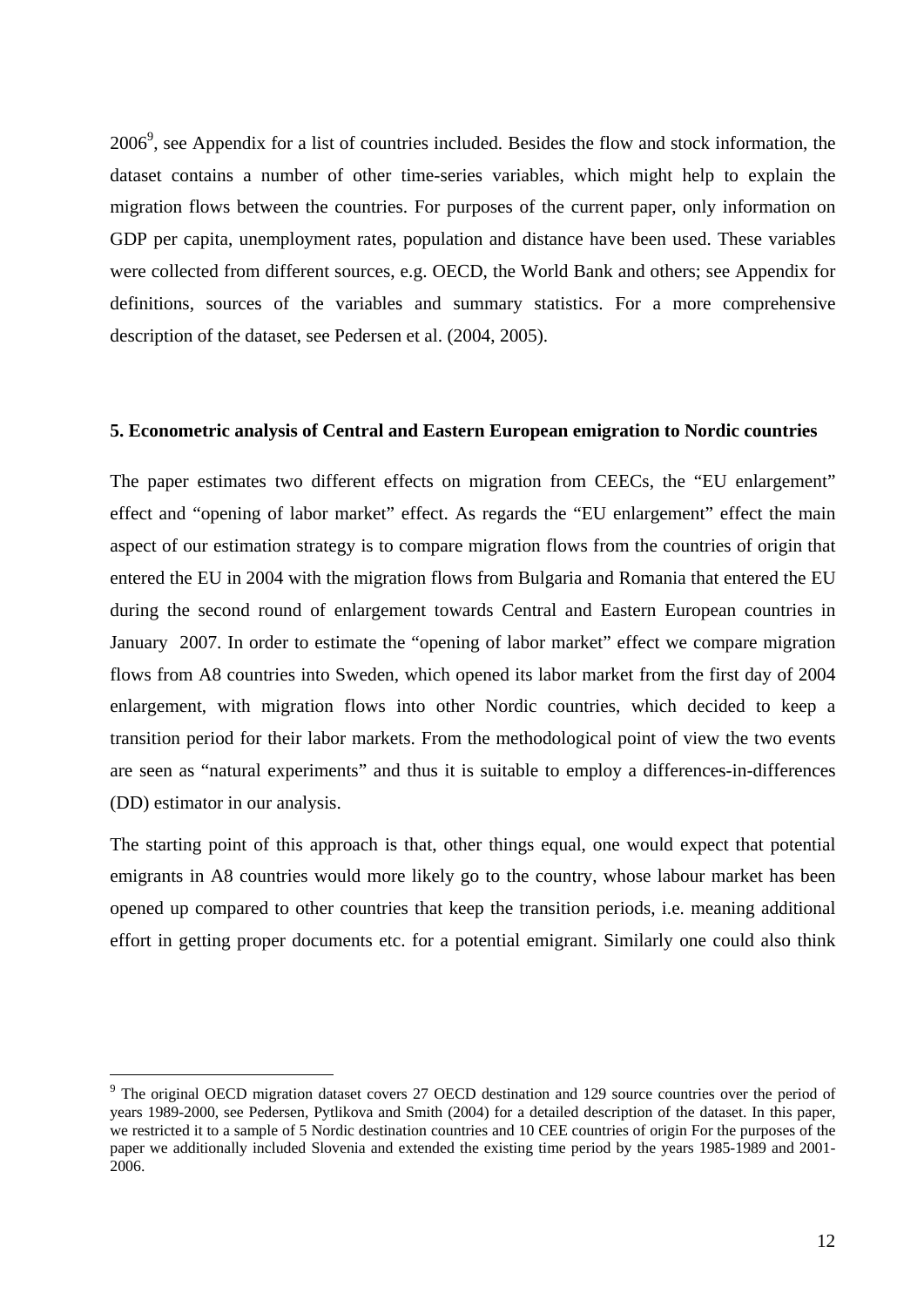2006[9], see Appendix for a list of countries included. Besides the flow and stock information, the dataset contains a number of other time-series variables, which might help to explain the migration flows between the countries. For purposes of the current paper, only information on GDP per capita, unemployment rates, population and distance have been used. These variables were collected from different sources, e.g. OECD, the World Bank and others; see Appendix for definitions, sources of the variables and summary statistics. For a more comprehensive description of the dataset, see Pedersen et al. (2004, 2005).

## 5. Econometric analysis of Central and Eastern European emigration to Nordic countries

The paper estimates two different effects on migration from CEECs, the "EU enlargement" effect and "opening of labor market" effect. As regards the "EU enlargement" effect the main aspect of our estimation strategy is to compare migration flows from the countries of origin that entered the EU in 2004 with the migration flows from Bulgaria and Romania that entered the EU during the second round of enlargement towards Central and Eastern European countries in January 2007. In order to estimate the "opening of labor market" effect we compare migration flows from A8 countries into Sweden, which opened its labor market from the first day of 2004 enlargement, with migration flows into other Nordic countries, which decided to keep a transition period for their labor markets. From the methodological point of view the two events are seen as "natural experiments" and thus it is suitable to employ a differences-in-differences (DD) estimator in our analysis.

The starting point of this approach is that, other things equal, one would expect that potential emigrants in A8 countries would more likely go to the country, whose labour market has been opened up compared to other countries that keep the transition periods, i.e. meaning additional effort in getting proper documents etc. for a potential emigrant. Similarly one could also think

---

[9] The original OECD migration dataset covers 27 OECD destination and 129 source countries over the period of years 1989-2000, see Pedersen, Pytlikova and Smith (2004) for a detailed description of the dataset. In this paper, we restricted it to a sample of 5 Nordic destination countries and 10 CEE countries of origin For the purposes of the paper we additionally included Slovenia and extended the existing time period by the years 1985-1989 and 2001-2006.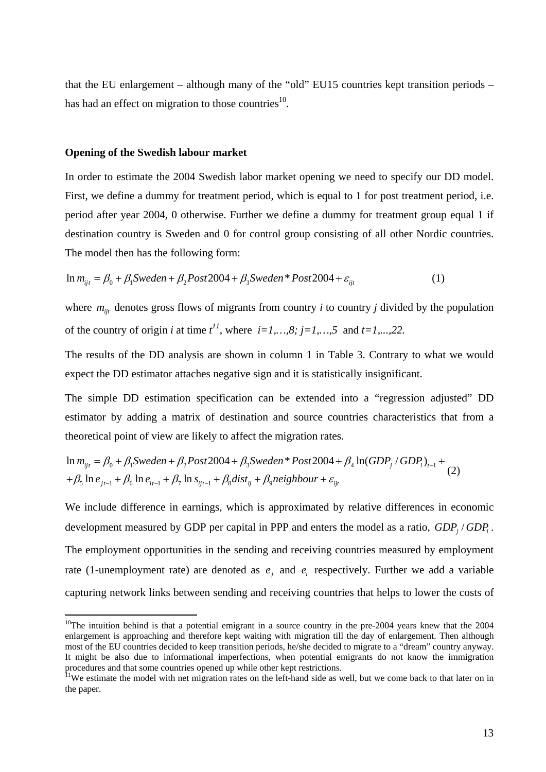that the EU enlargement – although many of the "old" EU15 countries kept transition periods – has had an effect on migration to those countries[10].

**Opening of the Swedish labour market**

In order to estimate the 2004 Swedish labor market opening we need to specify our DD model. First, we define a dummy for treatment period, which is equal to 1 for post treatment period, i.e. period after year 2004, 0 otherwise. Further we define a dummy for treatment group equal 1 if destination country is Sweden and 0 for control group consisting of all other Nordic countries. The model then has the following form:

$$\ln m_{ijt} = \beta_0 + \beta_1 Sweden + \beta_2 Post2004 + \beta_3 Sweden * Post2004 + \varepsilon_{ijt} \tag{1}$$

where $m_{ijt}$ denotes gross flows of migrants from country *i* to country *j* divided by the population of the country of origin *i* at time *t*[11], where $i=1,\ldots,8;\ j=1,\ldots,5$ and $t=1,\ldots,22$.

The results of the DD analysis are shown in column 1 in Table 3. Contrary to what we would expect the DD estimator attaches negative sign and it is statistically insignificant.

The simple DD estimation specification can be extended into a "regression adjusted" DD estimator by adding a matrix of destination and source countries characteristics that from a theoretical point of view are likely to affect the migration rates.

$$\begin{aligned} \ln m_{ijt} &= \beta_0 + \beta_1 Sweden + \beta_2 Post2004 + \beta_3 Sweden * Post2004 + \beta_4 \ln(GDP_j / GDP_i)_{t-1} + \\ &+ \beta_5 \ln e_{jt-1} + \beta_6 \ln e_{it-1} + \beta_7 \ln s_{ijt-1} + \beta_8 dist_{ij} + \beta_9 neighbour + \varepsilon_{ijt} \end{aligned} \tag{2}$$

We include difference in earnings, which is approximated by relative differences in economic development measured by GDP per capital in PPP and enters the model as a ratio, $GDP_j / GDP_i$. The employment opportunities in the sending and receiving countries measured by employment rate (1-unemployment rate) are denoted as $e_j$ and $e_i$ respectively. Further we add a variable capturing network links between sending and receiving countries that helps to lower the costs of

---

[10]The intuition behind is that a potential emigrant in a source country in the pre-2004 years knew that the 2004 enlargement is approaching and therefore kept waiting with migration till the day of enlargement. Then although most of the EU countries decided to keep transition periods, he/she decided to migrate to a "dream" country anyway. It might be also due to informational imperfections, when potential emigrants do not know the immigration procedures and that some countries opened up while other kept restrictions.

[11]We estimate the model with net migration rates on the left-hand side as well, but we come back to that later on in the paper.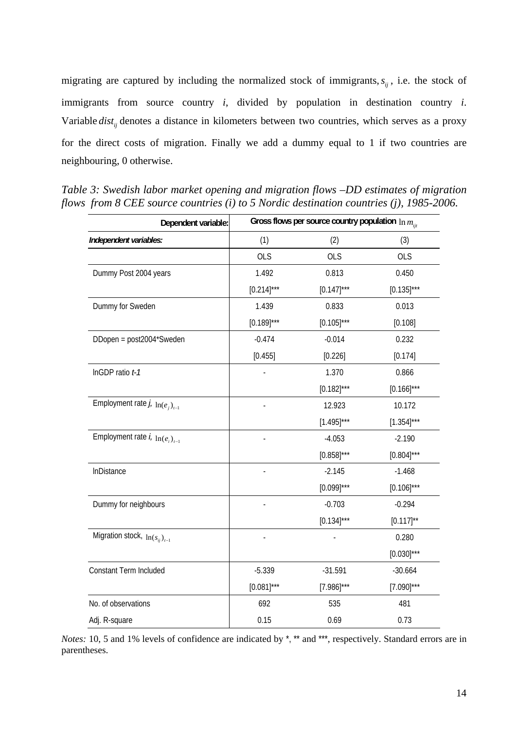migrating are captured by including the normalized stock of immigrants, $s_{ij}$, i.e. the stock of immigrants from source country *i*, divided by population in destination country *i*. Variable $dist_{ij}$ denotes a distance in kilometers between two countries, which serves as a proxy for the direct costs of migration. Finally we add a dummy equal to 1 if two countries are neighbouring, 0 otherwise.

*Table 3: Swedish labor market opening and migration flows –DD estimates of migration flows from 8 CEE source countries (i) to 5 Nordic destination countries (j), 1985-2006.*

| **Dependent variable:** | **Gross flows per source country population** $\ln m_{ijt}$ | | |
|---|---|---|---|
| ***Independent variables:*** | (1) | (2) | (3) |
| | OLS | OLS | OLS |
| Dummy Post 2004 years | 1.492 | 0.813 | 0.450 |
| | [0.214]*** | [0.147]*** | [0.135]*** |
| Dummy for Sweden | 1.439 | 0.833 | 0.013 |
| | [0.189]*** | [0.105]*** | [0.108] |
| DDopen = post2004*Sweden | -0.474 | -0.014 | 0.232 |
| | [0.455] | [0.226] | [0.174] |
| lnGDP ratio *t-1* | - | 1.370 | 0.866 |
| | | [0.182]*** | [0.166]*** |
| Employment rate ***j***, $\ln(e_j)_{t-1}$ | - | 12.923 | 10.172 |
| | | [1.495]*** | [1.354]*** |
| Employment rate ***i***, $\ln(e_i)_{t-1}$ | - | -4.053 | -2.190 |
| | | [0.858]*** | [0.804]*** |
| lnDistance | - | -2.145 | -1.468 |
| | | [0.099]*** | [0.106]*** |
| Dummy for neighbours | - | -0.703 | -0.294 |
| | | [0.134]*** | [0.117]** |
| Migration stock, $\ln(s_{ij})_{t-1}$ | - | - | 0.280 |
| | | | [0.030]*** |
| Constant Term Included | -5.339 | -31.591 | -30.664 |
| | [0.081]*** | [7.986]*** | [7.090]*** |
| No. of observations | 692 | 535 | 481 |
| Adj. R-square | 0.15 | 0.69 | 0.73 |

*Notes:* 10, 5 and 1% levels of confidence are indicated by *, ** and ***, respectively. Standard errors are in parentheses.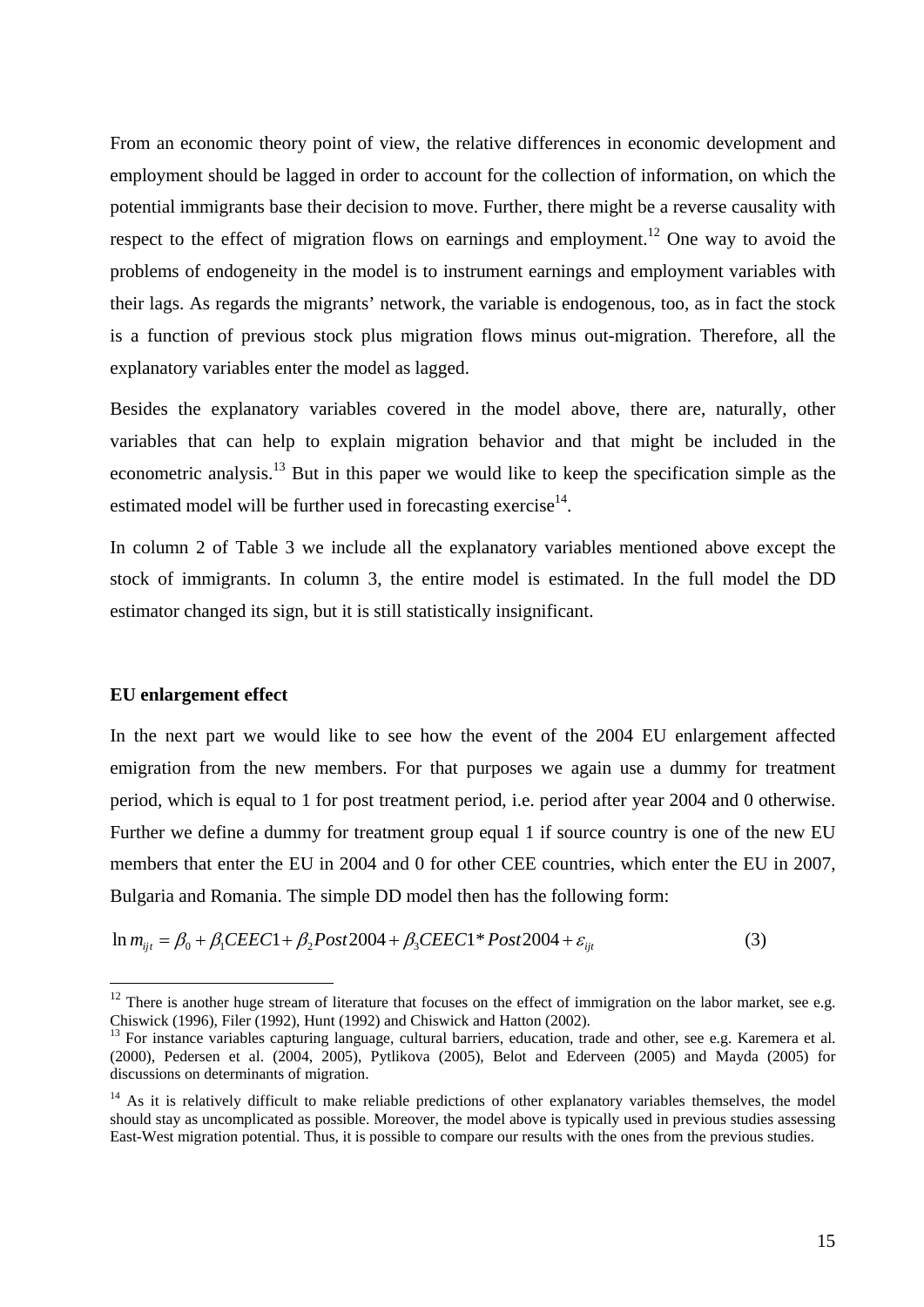From an economic theory point of view, the relative differences in economic development and employment should be lagged in order to account for the collection of information, on which the potential immigrants base their decision to move. Further, there might be a reverse causality with respect to the effect of migration flows on earnings and employment.[12] One way to avoid the problems of endogeneity in the model is to instrument earnings and employment variables with their lags. As regards the migrants' network, the variable is endogenous, too, as in fact the stock is a function of previous stock plus migration flows minus out-migration. Therefore, all the explanatory variables enter the model as lagged.

Besides the explanatory variables covered in the model above, there are, naturally, other variables that can help to explain migration behavior and that might be included in the econometric analysis.[13] But in this paper we would like to keep the specification simple as the estimated model will be further used in forecasting exercise[14].

In column 2 of Table 3 we include all the explanatory variables mentioned above except the stock of immigrants. In column 3, the entire model is estimated. In the full model the DD estimator changed its sign, but it is still statistically insignificant.

**EU enlargement effect**

In the next part we would like to see how the event of the 2004 EU enlargement affected emigration from the new members. For that purposes we again use a dummy for treatment period, which is equal to 1 for post treatment period, i.e. period after year 2004 and 0 otherwise. Further we define a dummy for treatment group equal 1 if source country is one of the new EU members that enter the EU in 2004 and 0 for other CEE countries, which enter the EU in 2007, Bulgaria and Romania. The simple DD model then has the following form:

$$\ln m_{ijt} = \beta_0 + \beta_1 CEEC1 + \beta_2 Post2004 + \beta_3 CEEC1 * Post2004 + \varepsilon_{ijt} \quad (3)$$

[12] There is another huge stream of literature that focuses on the effect of immigration on the labor market, see e.g. Chiswick (1996), Filer (1992), Hunt (1992) and Chiswick and Hatton (2002).

[13] For instance variables capturing language, cultural barriers, education, trade and other, see e.g. Karemera et al. (2000), Pedersen et al. (2004, 2005), Pytlikova (2005), Belot and Ederveen (2005) and Mayda (2005) for discussions on determinants of migration.

[14] As it is relatively difficult to make reliable predictions of other explanatory variables themselves, the model should stay as uncomplicated as possible. Moreover, the model above is typically used in previous studies assessing East-West migration potential. Thus, it is possible to compare our results with the ones from the previous studies.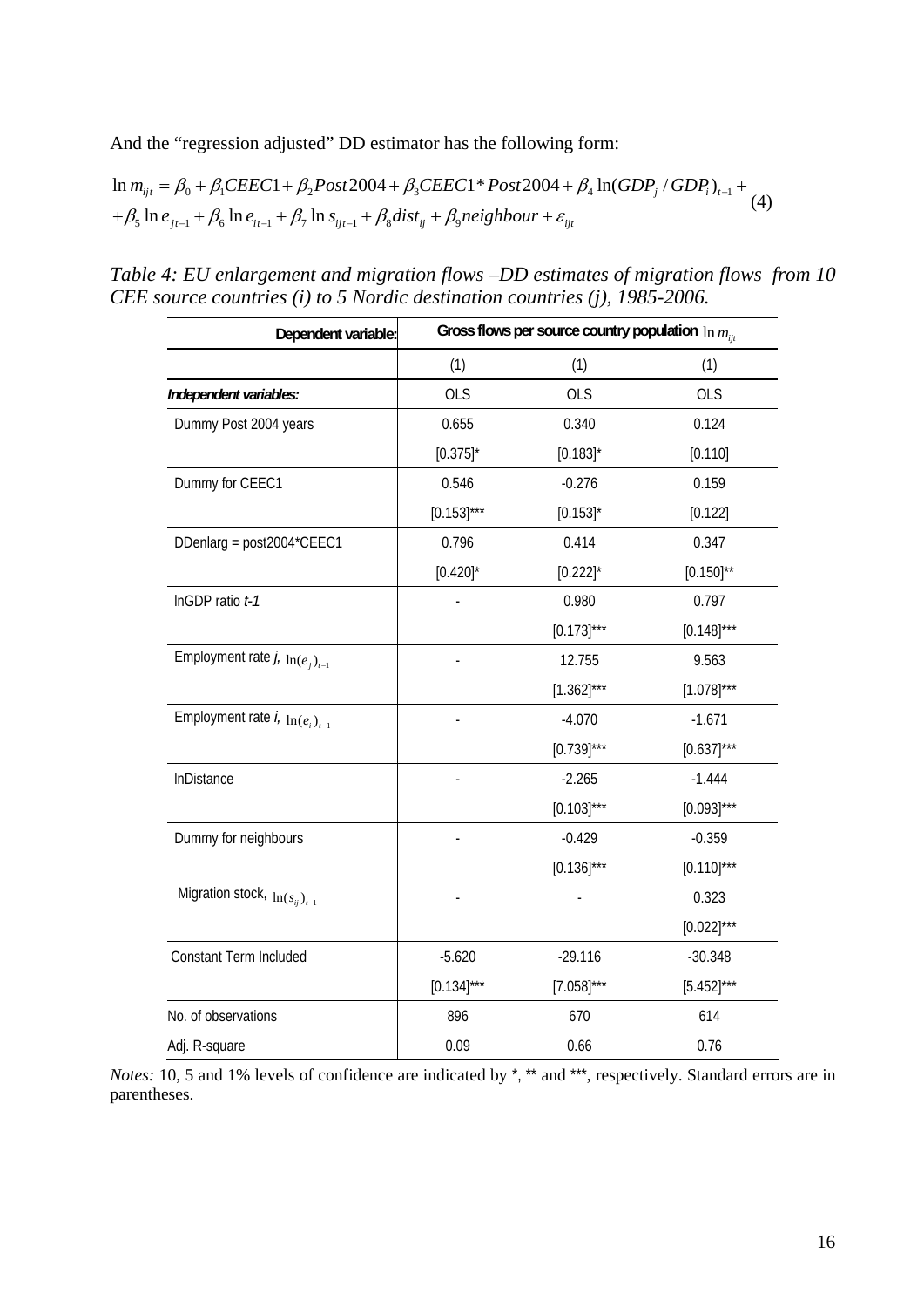And the "regression adjusted" DD estimator has the following form:

$$\ln m_{ijt} = \beta_0 + \beta_1 CEEC1 + \beta_2 Post2004 + \beta_3 CEEC1 * Post2004 + \beta_4 \ln(GDP_j / GDP_i)_{t-1} + \\ + \beta_5 \ln e_{jt-1} + \beta_6 \ln e_{it-1} + \beta_7 \ln s_{ijt-1} + \beta_8 dist_{ij} + \beta_9 neighbour + \varepsilon_{ijt} \quad (4)$$

*Table 4: EU enlargement and migration flows –DD estimates of migration flows from 10 CEE source countries (i) to 5 Nordic destination countries (j), 1985-2006.*

| **Dependent variable:** | **Gross flows per source country population** $\ln m_{ijt}$ | | |
|---|---|---|---|
| | (1) | (1) | (1) |
| ***Independent variables:*** | OLS | OLS | OLS |
| Dummy Post 2004 years | 0.655 | 0.340 | 0.124 |
| | [0.375]* | [0.183]* | [0.110] |
| Dummy for CEEC1 | 0.546 | -0.276 | 0.159 |
| | [0.153]*** | [0.153]* | [0.122] |
| DDenlarg = post2004*CEEC1 | 0.796 | 0.414 | 0.347 |
| | [0.420]* | [0.222]* | [0.150]** |
| lnGDP ratio *t-1* | - | 0.980 | 0.797 |
| | | [0.173]*** | [0.148]*** |
| Employment rate *j,* $\ln(e_j)_{t-1}$ | - | 12.755 | 9.563 |
| | | [1.362]*** | [1.078]*** |
| Employment rate *i,* $\ln(e_i)_{t-1}$ | - | -4.070 | -1.671 |
| | | [0.739]*** | [0.637]*** |
| lnDistance | - | -2.265 | -1.444 |
| | | [0.103]*** | [0.093]*** |
| Dummy for neighbours | - | -0.429 | -0.359 |
| | | [0.136]*** | [0.110]*** |
| Migration stock, $\ln(s_{ij})_{t-1}$ | - | - | 0.323 |
| | | | [0.022]*** |
| Constant Term Included | -5.620 | -29.116 | -30.348 |
| | [0.134]*** | [7.058]*** | [5.452]*** |
| No. of observations | 896 | 670 | 614 |
| Adj. R-square | 0.09 | 0.66 | 0.76 |

*Notes:* 10, 5 and 1% levels of confidence are indicated by *, ** and ***, respectively. Standard errors are in parentheses.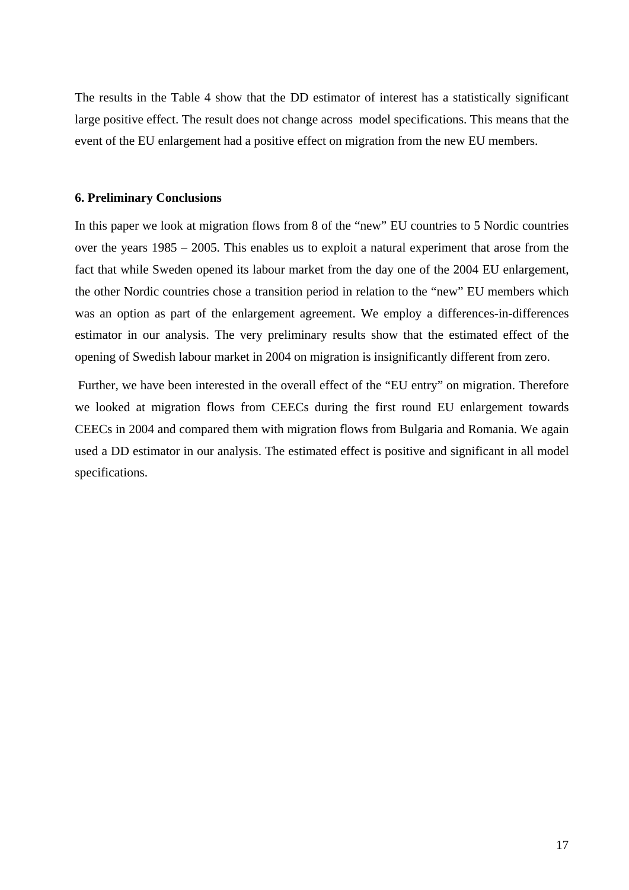The results in the Table 4 show that the DD estimator of interest has a statistically significant large positive effect. The result does not change across model specifications. This means that the event of the EU enlargement had a positive effect on migration from the new EU members.

### 6. Preliminary Conclusions

In this paper we look at migration flows from 8 of the "new" EU countries to 5 Nordic countries over the years 1985 – 2005. This enables us to exploit a natural experiment that arose from the fact that while Sweden opened its labour market from the day one of the 2004 EU enlargement, the other Nordic countries chose a transition period in relation to the "new" EU members which was an option as part of the enlargement agreement. We employ a differences-in-differences estimator in our analysis. The very preliminary results show that the estimated effect of the opening of Swedish labour market in 2004 on migration is insignificantly different from zero.

Further, we have been interested in the overall effect of the "EU entry" on migration. Therefore we looked at migration flows from CEECs during the first round EU enlargement towards CEECs in 2004 and compared them with migration flows from Bulgaria and Romania. We again used a DD estimator in our analysis. The estimated effect is positive and significant in all model specifications.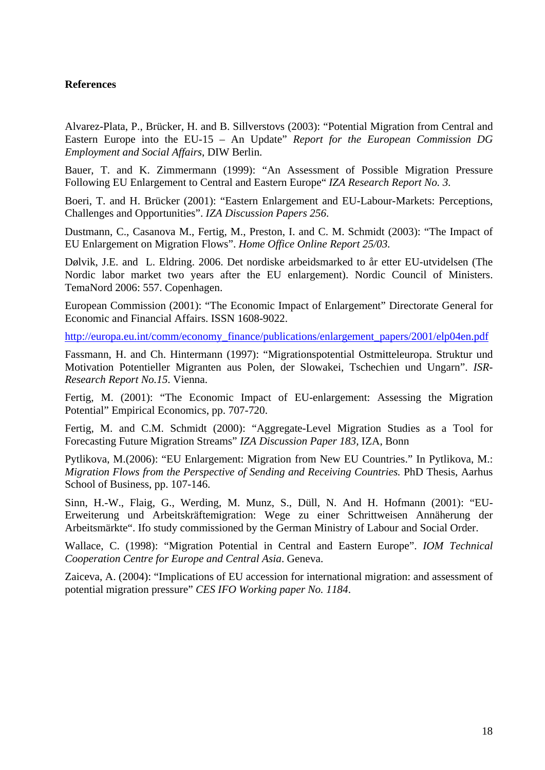**References**

Alvarez-Plata, P., Brücker, H. and B. Sillverstovs (2003): “Potential Migration from Central and Eastern Europe into the EU-15 – An Update” *Report for the European Commission DG Employment and Social Affairs*, DIW Berlin.

Bauer, T. and K. Zimmermann (1999): “An Assessment of Possible Migration Pressure Following EU Enlargement to Central and Eastern Europe“ *IZA Research Report No. 3*.

Boeri, T. and H. Brücker (2001): “Eastern Enlargement and EU-Labour-Markets: Perceptions, Challenges and Opportunities”. *IZA Discussion Papers 256*.

Dustmann, C., Casanova M., Fertig, M., Preston, I. and C. M. Schmidt (2003): “The Impact of EU Enlargement on Migration Flows”. *Home Office Online Report 25/03*.

Dølvik, J.E. and L. Eldring. 2006. Det nordiske arbeidsmarked to år etter EU-utvidelsen (The Nordic labor market two years after the EU enlargement). Nordic Council of Ministers. TemaNord 2006: 557. Copenhagen.

European Commission (2001): “The Economic Impact of Enlargement” Directorate General for Economic and Financial Affairs. ISSN 1608-9022.

http://europa.eu.int/comm/economy_finance/publications/enlargement_papers/2001/elp04en.pdf

Fassmann, H. and Ch. Hintermann (1997): “Migrationspotential Ostmitteleuropa. Struktur und Motivation Potentieller Migranten aus Polen, der Slowakei, Tschechien und Ungarn”. *ISR-Research Report No.15*. Vienna.

Fertig, M. (2001): “The Economic Impact of EU-enlargement: Assessing the Migration Potential” Empirical Economics, pp. 707-720.

Fertig, M. and C.M. Schmidt (2000): “Aggregate-Level Migration Studies as a Tool for Forecasting Future Migration Streams” *IZA Discussion Paper 183*, IZA, Bonn

Pytlikova, M.(2006): “EU Enlargement: Migration from New EU Countries.” In Pytlikova, M.: *Migration Flows from the Perspective of Sending and Receiving Countries.* PhD Thesis, Aarhus School of Business, pp. 107-146.

Sinn, H.-W., Flaig, G., Werding, M. Munz, S., Düll, N. And H. Hofmann (2001): “EU-Erweiterung und Arbeitskräftemigration: Wege zu einer Schrittweisen Annäherung der Arbeitsmärkte“. Ifo study commissioned by the German Ministry of Labour and Social Order.

Wallace, C. (1998): “Migration Potential in Central and Eastern Europe”. *IOM Technical Cooperation Centre for Europe and Central Asia*. Geneva.

Zaiceva, A. (2004): “Implications of EU accession for international migration: and assessment of potential migration pressure” *CES IFO Working paper No. 1184*.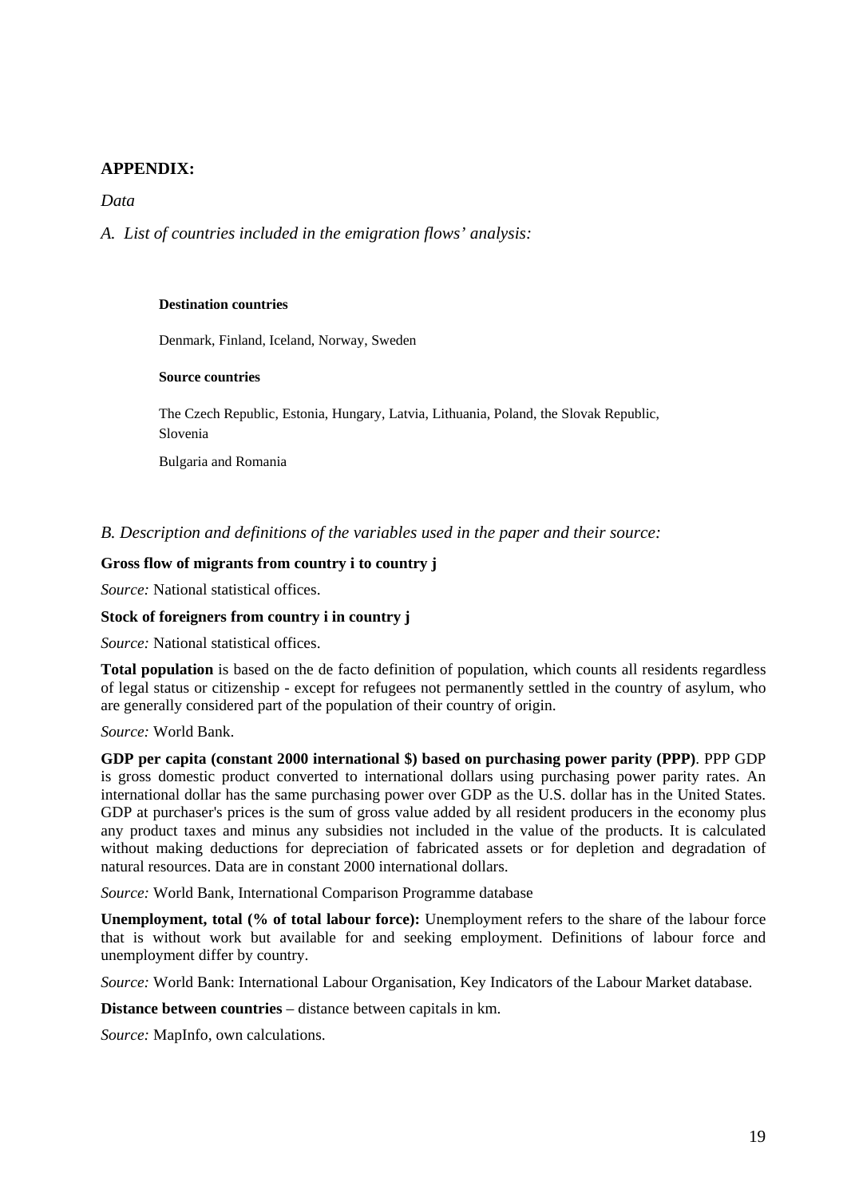## APPENDIX:

*Data*

*A. List of countries included in the emigration flows' analysis:*

**Destination countries**

Denmark, Finland, Iceland, Norway, Sweden

**Source countries**

The Czech Republic, Estonia, Hungary, Latvia, Lithuania, Poland, the Slovak Republic, Slovenia

Bulgaria and Romania

*B. Description and definitions of the variables used in the paper and their source:*

**Gross flow of migrants from country i to country j**

*Source:* National statistical offices.

**Stock of foreigners from country i in country j**

*Source:* National statistical offices.

**Total population** is based on the de facto definition of population, which counts all residents regardless of legal status or citizenship - except for refugees not permanently settled in the country of asylum, who are generally considered part of the population of their country of origin.

*Source:* World Bank.

**GDP per capita (constant 2000 international $) based on purchasing power parity (PPP)**. PPP GDP is gross domestic product converted to international dollars using purchasing power parity rates. An international dollar has the same purchasing power over GDP as the U.S. dollar has in the United States. GDP at purchaser's prices is the sum of gross value added by all resident producers in the economy plus any product taxes and minus any subsidies not included in the value of the products. It is calculated without making deductions for depreciation of fabricated assets or for depletion and degradation of natural resources. Data are in constant 2000 international dollars.

*Source:* World Bank, International Comparison Programme database

**Unemployment, total (% of total labour force):** Unemployment refers to the share of the labour force that is without work but available for and seeking employment. Definitions of labour force and unemployment differ by country.

*Source:* World Bank: International Labour Organisation, Key Indicators of the Labour Market database.

**Distance between countries** – distance between capitals in km.

*Source:* MapInfo, own calculations.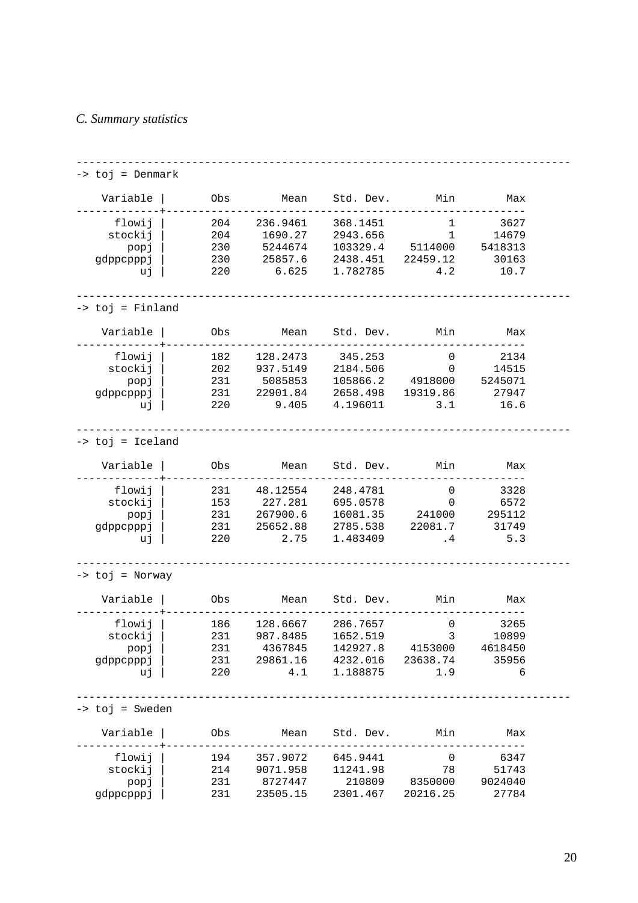*C. Summary statistics*

-> toj = Denmark

| Variable | Obs | Mean | Std. Dev. | Min | Max |
|---|---|---|---|---|---|
| flowij | 204 | 236.9461 | 368.1451 | 1 | 3627 |
| stockij | 204 | 1690.27 | 2943.656 | 1 | 14679 |
| popj | 230 | 5244674 | 103329.4 | 5114000 | 5418313 |
| gdppcpppj | 230 | 25857.6 | 2438.451 | 22459.12 | 30163 |
| uj | 220 | 6.625 | 1.782785 | 4.2 | 10.7 |

-> toj = Finland

| Variable | Obs | Mean | Std. Dev. | Min | Max |
|---|---|---|---|---|---|
| flowij | 182 | 128.2473 | 345.253 | 0 | 2134 |
| stockij | 202 | 937.5149 | 2184.506 | 0 | 14515 |
| popj | 231 | 5085853 | 105866.2 | 4918000 | 5245071 |
| gdppcpppj | 231 | 22901.84 | 2658.498 | 19319.86 | 27947 |
| uj | 220 | 9.405 | 4.196011 | 3.1 | 16.6 |

-> toj = Iceland

| Variable | Obs | Mean | Std. Dev. | Min | Max |
|---|---|---|---|---|---|
| flowij | 231 | 48.12554 | 248.4781 | 0 | 3328 |
| stockij | 153 | 227.281 | 695.0578 | 0 | 6572 |
| popj | 231 | 267900.6 | 16081.35 | 241000 | 295112 |
| gdppcpppj | 231 | 25652.88 | 2785.538 | 22081.7 | 31749 |
| uj | 220 | 2.75 | 1.483409 | .4 | 5.3 |

-> toj = Norway

| Variable | Obs | Mean | Std. Dev. | Min | Max |
|---|---|---|---|---|---|
| flowij | 186 | 128.6667 | 286.7657 | 0 | 3265 |
| stockij | 231 | 987.8485 | 1652.519 | 3 | 10899 |
| popj | 231 | 4367845 | 142927.8 | 4153000 | 4618450 |
| gdppcpppj | 231 | 29861.16 | 4232.016 | 23638.74 | 35956 |
| uj | 220 | 4.1 | 1.188875 | 1.9 | 6 |

-> toj = Sweden

| Variable | Obs | Mean | Std. Dev. | Min | Max |
|---|---|---|---|---|---|
| flowij | 194 | 357.9072 | 645.9441 | 0 | 6347 |
| stockij | 214 | 9071.958 | 11241.98 | 78 | 51743 |
| popj | 231 | 8727447 | 210809 | 8350000 | 9024040 |
| gdppcpppj | 231 | 23505.15 | 2301.467 | 20216.25 | 27784 |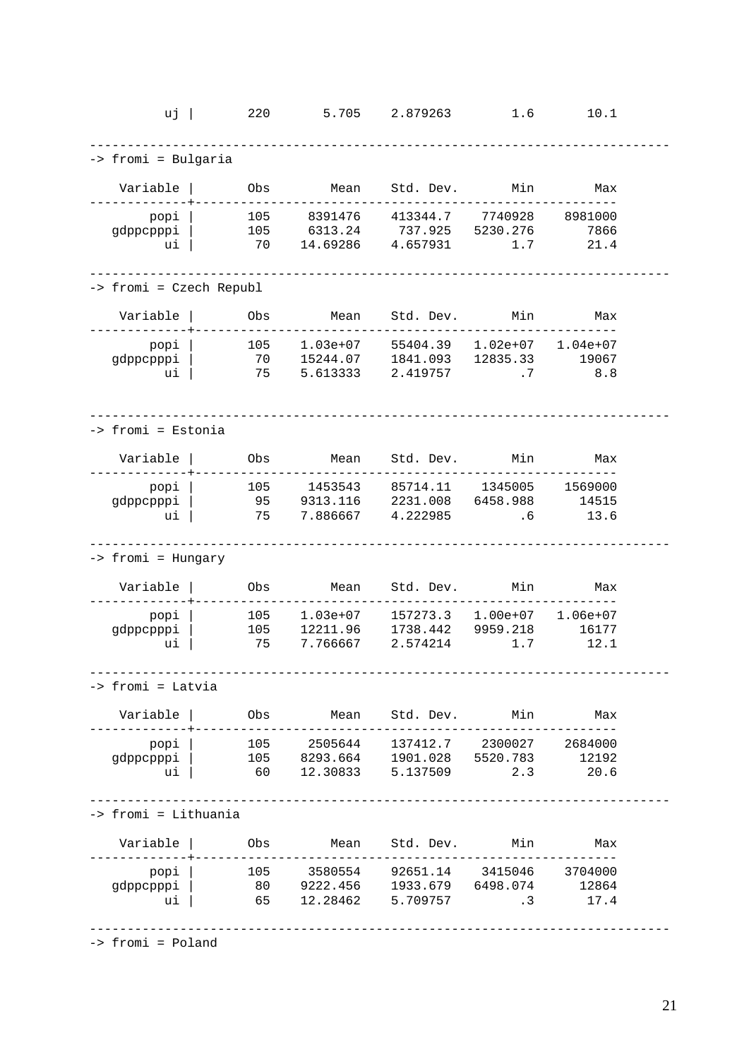```
          uj |       220       5.705    2.879263        1.6       10.1

---------------------------------------------------------------------------
-> fromi = Bulgaria

    Variable |       Obs        Mean    Std. Dev.       Min        Max
-------------+--------------------------------------------------------
        popi |       105     8391476    413344.7    7740928    8981000
   gdppcpppi |       105     6313.24     737.925   5230.276       7866
          ui |        70    14.69286    4.657931        1.7       21.4

---------------------------------------------------------------------------
-> fromi = Czech Republ

    Variable |       Obs        Mean    Std. Dev.       Min        Max
-------------+--------------------------------------------------------
        popi |       105    1.03e+07    55404.39   1.02e+07   1.04e+07
   gdppcpppi |        70    15244.07    1841.093   12835.33      19067
          ui |        75    5.613333    2.419757         .7        8.8


---------------------------------------------------------------------------
-> fromi = Estonia

    Variable |       Obs        Mean    Std. Dev.       Min        Max
-------------+--------------------------------------------------------
        popi |       105     1453543    85714.11    1345005    1569000
   gdppcpppi |        95    9313.116    2231.008   6458.988      14515
          ui |        75    7.886667    4.222985         .6       13.6

---------------------------------------------------------------------------
-> fromi = Hungary

    Variable |       Obs        Mean    Std. Dev.       Min        Max
-------------+--------------------------------------------------------
        popi |       105    1.03e+07    157273.3   1.00e+07   1.06e+07
   gdppcpppi |       105    12211.96    1738.442   9959.218      16177
          ui |        75    7.766667    2.574214        1.7       12.1

---------------------------------------------------------------------------
-> fromi = Latvia

    Variable |       Obs        Mean    Std. Dev.       Min        Max
-------------+--------------------------------------------------------
        popi |       105     2505644    137412.7    2300027    2684000
   gdppcpppi |       105    8293.664    1901.028   5520.783      12192
          ui |        60    12.30833    5.137509        2.3       20.6

---------------------------------------------------------------------------
-> fromi = Lithuania

    Variable |       Obs        Mean    Std. Dev.       Min        Max
-------------+--------------------------------------------------------
        popi |       105     3580554    92651.14    3415046    3704000
   gdppcpppi |        80    9222.456    1933.679   6498.074      12864
          ui |        65    12.28462    5.709757         .3       17.4

---------------------------------------------------------------------------
-> fromi = Poland
```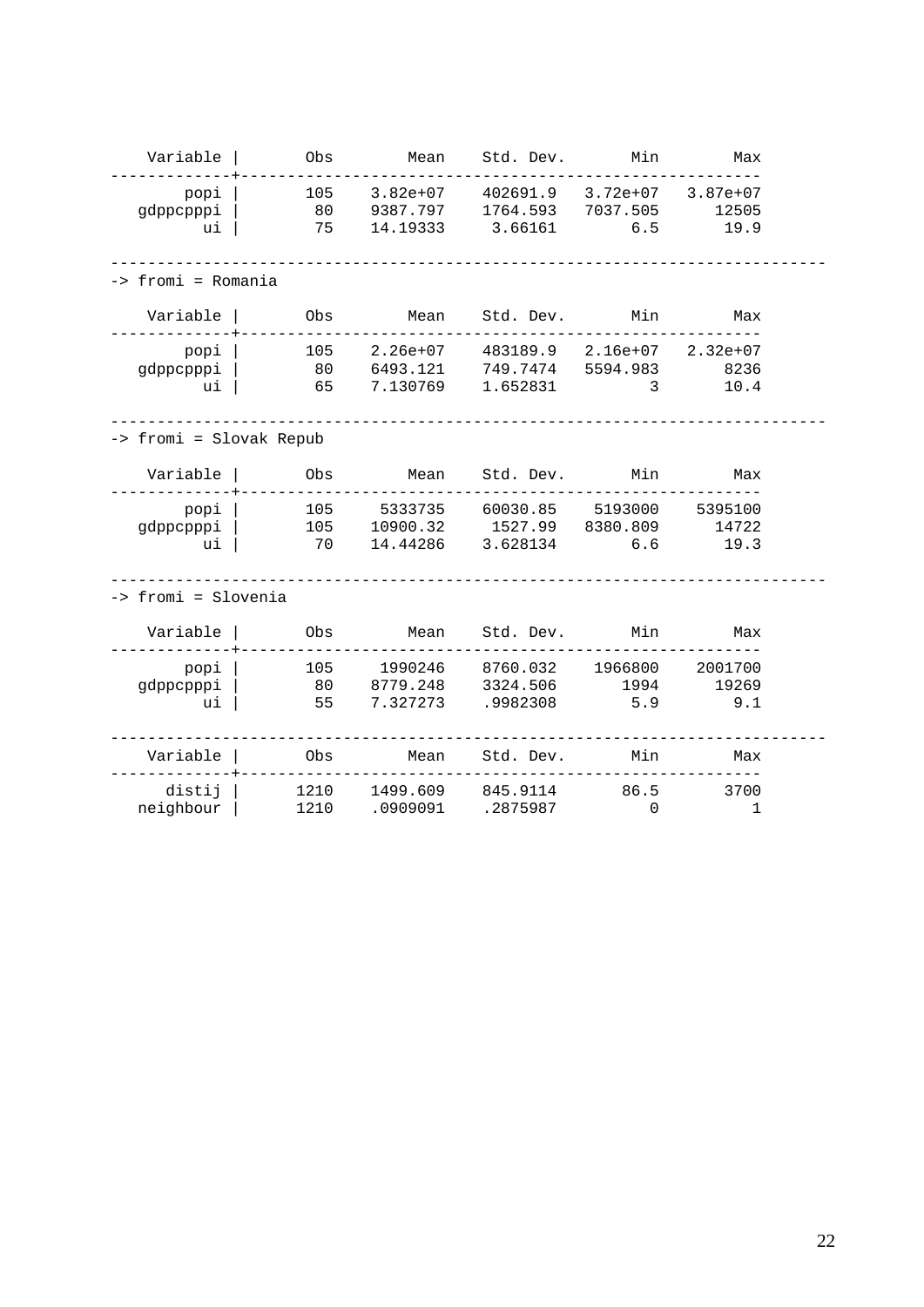| Variable | Obs | Mean | Std. Dev. | Min | Max |
|---|---|---|---|---|---|
| popi | 105 | 3.82e+07 | 402691.9 | 3.72e+07 | 3.87e+07 |
| gdppcpppi | 80 | 9387.797 | 1764.593 | 7037.505 | 12505 |
| ui | 75 | 14.19333 | 3.66161 | 6.5 | 19.9 |

-> fromi = Romania

| Variable | Obs | Mean | Std. Dev. | Min | Max |
|---|---|---|---|---|---|
| popi | 105 | 2.26e+07 | 483189.9 | 2.16e+07 | 2.32e+07 |
| gdppcpppi | 80 | 6493.121 | 749.7474 | 5594.983 | 8236 |
| ui | 65 | 7.130769 | 1.652831 | 3 | 10.4 |

-> fromi = Slovak Repub

| Variable | Obs | Mean | Std. Dev. | Min | Max |
|---|---|---|---|---|---|
| popi | 105 | 5333735 | 60030.85 | 5193000 | 5395100 |
| gdppcpppi | 105 | 10900.32 | 1527.99 | 8380.809 | 14722 |
| ui | 70 | 14.44286 | 3.628134 | 6.6 | 19.3 |

-> fromi = Slovenia

| Variable | Obs | Mean | Std. Dev. | Min | Max |
|---|---|---|---|---|---|
| popi | 105 | 1990246 | 8760.032 | 1966800 | 2001700 |
| gdppcpppi | 80 | 8779.248 | 3324.506 | 1994 | 19269 |
| ui | 55 | 7.327273 | .9982308 | 5.9 | 9.1 |

| Variable | Obs | Mean | Std. Dev. | Min | Max |
|---|---|---|---|---|---|
| distij | 1210 | 1499.609 | 845.9114 | 86.5 | 3700 |
| neighbour | 1210 | .0909091 | .2875987 | 0 | 1 |